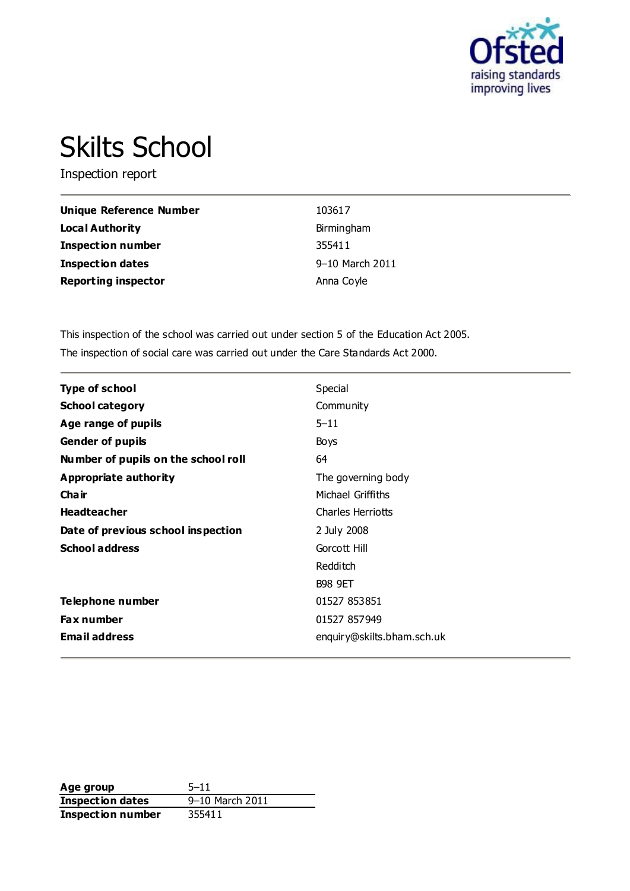# Skilts School

Inspection report

| | |
|---|---|
| **Unique Reference Number** | 103617 |
| **Local Authority** | Birmingham |
| **Inspection number** | 355411 |
| **Inspection dates** | 9–10 March 2011 |
| **Reporting inspector** | Anna Coyle |

This inspection of the school was carried out under section 5 of the Education Act 2005.

The inspection of social care was carried out under the Care Standards Act 2000.

| | |
|---|---|
| **Type of school** | Special |
| **School category** | Community |
| **Age range of pupils** | 5–11 |
| **Gender of pupils** | Boys |
| **Number of pupils on the school roll** | 64 |
| **Appropriate authority** | The governing body |
| **Chair** | Michael Griffiths |
| **Headteacher** | Charles Herriotts |
| **Date of previous school inspection** | 2 July 2008 |
| **School address** | Gorcott Hill<br>Redditch<br>B98 9ET |
| **Telephone number** | 01527 853851 |
| **Fax number** | 01527 857949 |
| **Email address** | enquiry@skilts.bham.sch.uk |

| | |
|---|---|
| **Age group** | 5–11 |
| **Inspection dates** | 9–10 March 2011 |
| **Inspection number** | 355411 |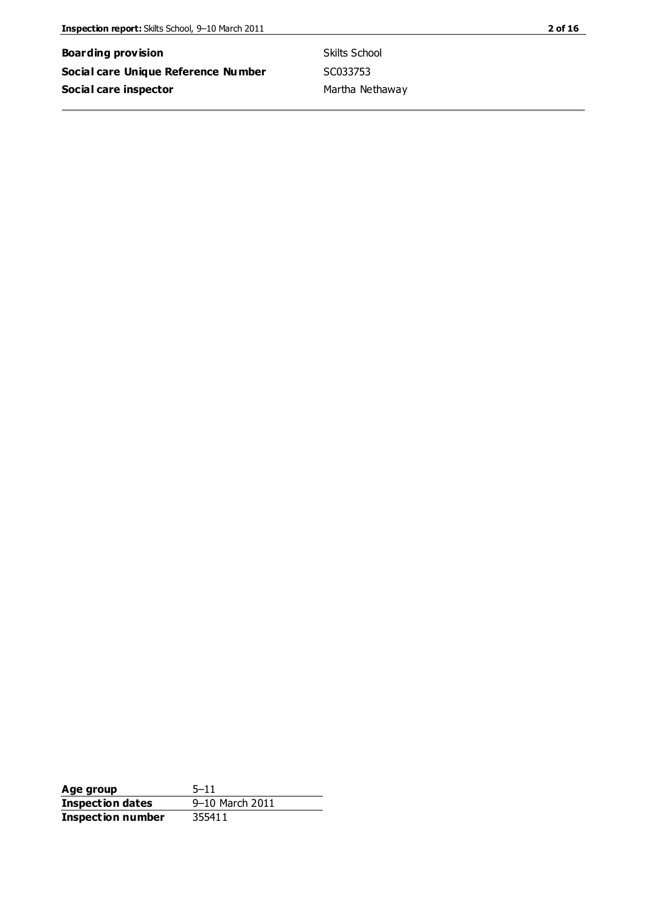| | |
|---|---|
| **Boarding provision** | Skilts School |
| **Social care Unique Reference Number** | SC033753 |
| **Social care inspector** | Martha Nethaway |

| | |
|---|---|
| **Age group** | 5–11 |
| **Inspection dates** | 9–10 March 2011 |
| **Inspection number** | 355411 |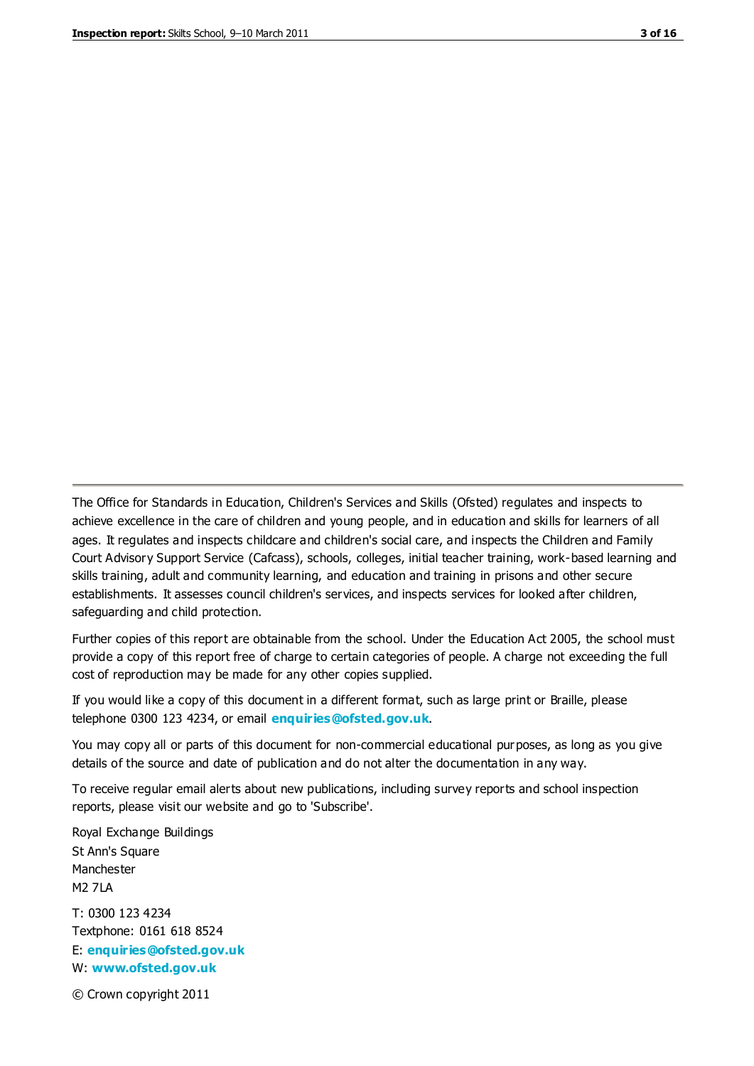The Office for Standards in Education, Children's Services and Skills (Ofsted) regulates and inspects to achieve excellence in the care of children and young people, and in education and skills for learners of all ages. It regulates and inspects childcare and children's social care, and inspects the Children and Family Court Advisory Support Service (Cafcass), schools, colleges, initial teacher training, work-based learning and skills training, adult and community learning, and education and training in prisons and other secure establishments. It assesses council children's services, and inspects services for looked after children, safeguarding and child protection.

Further copies of this report are obtainable from the school. Under the Education Act 2005, the school must provide a copy of this report free of charge to certain categories of people. A charge not exceeding the full cost of reproduction may be made for any other copies supplied.

If you would like a copy of this document in a different format, such as large print or Braille, please telephone 0300 123 4234, or email **enquiries@ofsted.gov.uk**.

You may copy all or parts of this document for non-commercial educational purposes, as long as you give details of the source and date of publication and do not alter the documentation in any way.

To receive regular email alerts about new publications, including survey reports and school inspection reports, please visit our website and go to 'Subscribe'.

Royal Exchange Buildings
St Ann's Square
Manchester
M2 7LA

T: 0300 123 4234
Textphone: 0161 618 8524
E: **enquiries@ofsted.gov.uk**
W: **www.ofsted.gov.uk**

© Crown copyright 2011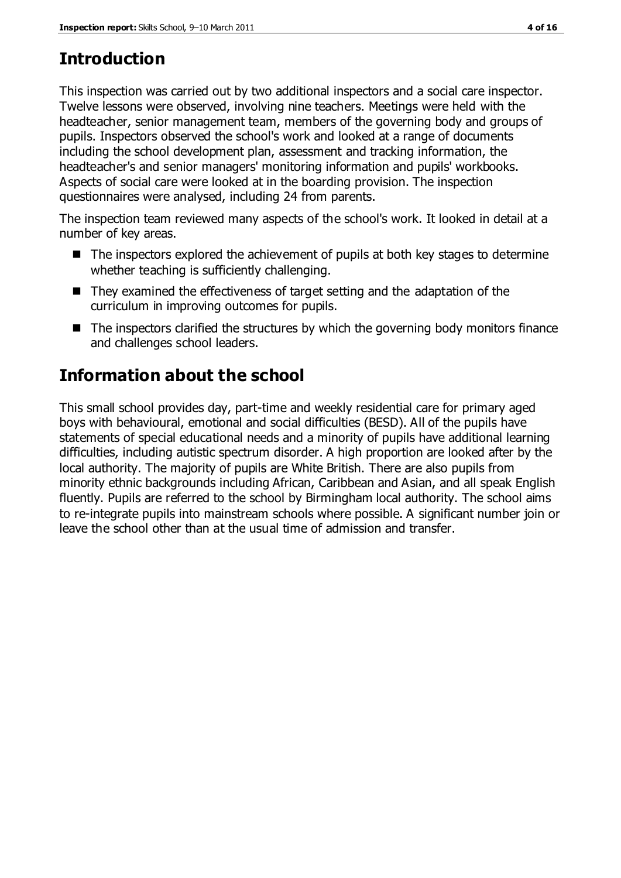# Introduction

This inspection was carried out by two additional inspectors and a social care inspector. Twelve lessons were observed, involving nine teachers. Meetings were held with the headteacher, senior management team, members of the governing body and groups of pupils. Inspectors observed the school's work and looked at a range of documents including the school development plan, assessment and tracking information, the headteacher's and senior managers' monitoring information and pupils' workbooks. Aspects of social care were looked at in the boarding provision. The inspection questionnaires were analysed, including 24 from parents.

The inspection team reviewed many aspects of the school's work. It looked in detail at a number of key areas.

- The inspectors explored the achievement of pupils at both key stages to determine whether teaching is sufficiently challenging.
- They examined the effectiveness of target setting and the adaptation of the curriculum in improving outcomes for pupils.
- The inspectors clarified the structures by which the governing body monitors finance and challenges school leaders.

# Information about the school

This small school provides day, part-time and weekly residential care for primary aged boys with behavioural, emotional and social difficulties (BESD). All of the pupils have statements of special educational needs and a minority of pupils have additional learning difficulties, including autistic spectrum disorder. A high proportion are looked after by the local authority. The majority of pupils are White British. There are also pupils from minority ethnic backgrounds including African, Caribbean and Asian, and all speak English fluently. Pupils are referred to the school by Birmingham local authority. The school aims to re-integrate pupils into mainstream schools where possible. A significant number join or leave the school other than at the usual time of admission and transfer.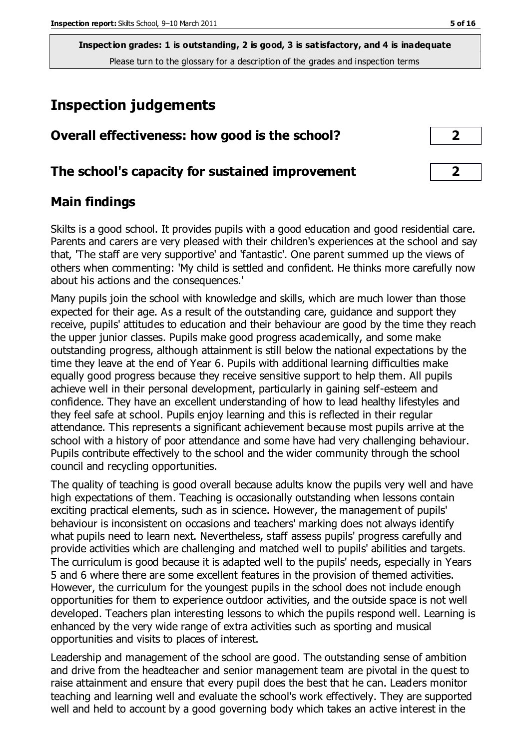**Inspection grades: 1 is outstanding, 2 is good, 3 is satisfactory, and 4 is inadequate**
Please turn to the glossary for a description of the grades and inspection terms

# Inspection judgements

## Overall effectiveness: how good is the school? **2**

## The school's capacity for sustained improvement **2**

## Main findings

Skilts is a good school. It provides pupils with a good education and good residential care. Parents and carers are very pleased with their children's experiences at the school and say that, 'The staff are very supportive' and 'fantastic'. One parent summed up the views of others when commenting: 'My child is settled and confident. He thinks more carefully now about his actions and the consequences.'

Many pupils join the school with knowledge and skills, which are much lower than those expected for their age. As a result of the outstanding care, guidance and support they receive, pupils' attitudes to education and their behaviour are good by the time they reach the upper junior classes. Pupils make good progress academically, and some make outstanding progress, although attainment is still below the national expectations by the time they leave at the end of Year 6. Pupils with additional learning difficulties make equally good progress because they receive sensitive support to help them. All pupils achieve well in their personal development, particularly in gaining self-esteem and confidence. They have an excellent understanding of how to lead healthy lifestyles and they feel safe at school. Pupils enjoy learning and this is reflected in their regular attendance. This represents a significant achievement because most pupils arrive at the school with a history of poor attendance and some have had very challenging behaviour. Pupils contribute effectively to the school and the wider community through the school council and recycling opportunities.

The quality of teaching is good overall because adults know the pupils very well and have high expectations of them. Teaching is occasionally outstanding when lessons contain exciting practical elements, such as in science. However, the management of pupils' behaviour is inconsistent on occasions and teachers' marking does not always identify what pupils need to learn next. Nevertheless, staff assess pupils' progress carefully and provide activities which are challenging and matched well to pupils' abilities and targets. The curriculum is good because it is adapted well to the pupils' needs, especially in Years 5 and 6 where there are some excellent features in the provision of themed activities. However, the curriculum for the youngest pupils in the school does not include enough opportunities for them to experience outdoor activities, and the outside space is not well developed. Teachers plan interesting lessons to which the pupils respond well. Learning is enhanced by the very wide range of extra activities such as sporting and musical opportunities and visits to places of interest.

Leadership and management of the school are good. The outstanding sense of ambition and drive from the headteacher and senior management team are pivotal in the quest to raise attainment and ensure that every pupil does the best that he can. Leaders monitor teaching and learning well and evaluate the school's work effectively. They are supported well and held to account by a good governing body which takes an active interest in the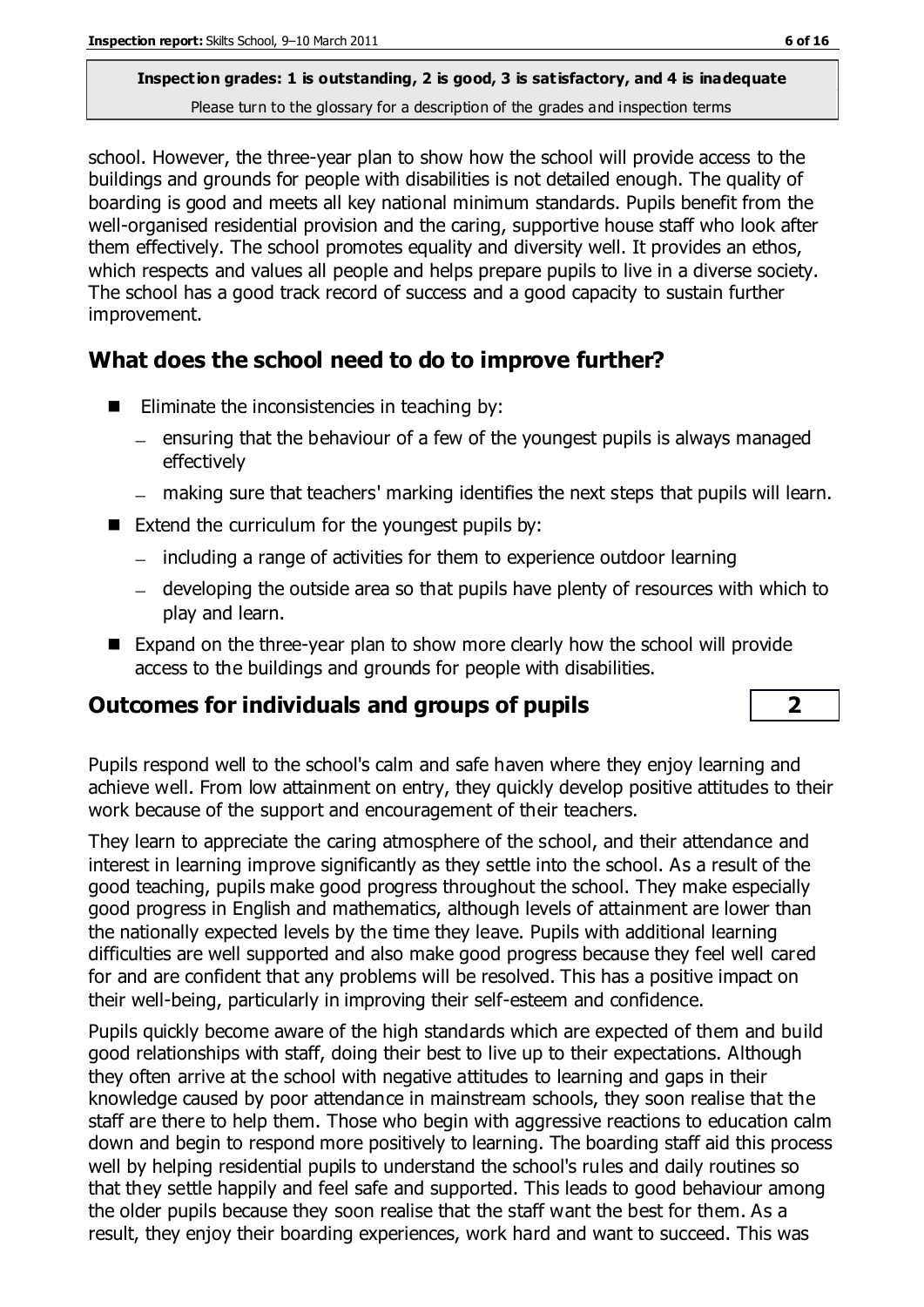school. However, the three-year plan to show how the school will provide access to the buildings and grounds for people with disabilities is not detailed enough. The quality of boarding is good and meets all key national minimum standards. Pupils benefit from the well-organised residential provision and the caring, supportive house staff who look after them effectively. The school promotes equality and diversity well. It provides an ethos, which respects and values all people and helps prepare pupils to live in a diverse society. The school has a good track record of success and a good capacity to sustain further improvement.

## What does the school need to do to improve further?

- Eliminate the inconsistencies in teaching by:
  - ensuring that the behaviour of a few of the youngest pupils is always managed effectively
  - making sure that teachers' marking identifies the next steps that pupils will learn.
- Extend the curriculum for the youngest pupils by:
  - including a range of activities for them to experience outdoor learning
  - developing the outside area so that pupils have plenty of resources with which to play and learn.
- Expand on the three-year plan to show more clearly how the school will provide access to the buildings and grounds for people with disabilities.

## Outcomes for individuals and groups of pupils — 2

Pupils respond well to the school's calm and safe haven where they enjoy learning and achieve well. From low attainment on entry, they quickly develop positive attitudes to their work because of the support and encouragement of their teachers.

They learn to appreciate the caring atmosphere of the school, and their attendance and interest in learning improve significantly as they settle into the school. As a result of the good teaching, pupils make good progress throughout the school. They make especially good progress in English and mathematics, although levels of attainment are lower than the nationally expected levels by the time they leave. Pupils with additional learning difficulties are well supported and also make good progress because they feel well cared for and are confident that any problems will be resolved. This has a positive impact on their well-being, particularly in improving their self-esteem and confidence.

Pupils quickly become aware of the high standards which are expected of them and build good relationships with staff, doing their best to live up to their expectations. Although they often arrive at the school with negative attitudes to learning and gaps in their knowledge caused by poor attendance in mainstream schools, they soon realise that the staff are there to help them. Those who begin with aggressive reactions to education calm down and begin to respond more positively to learning. The boarding staff aid this process well by helping residential pupils to understand the school's rules and daily routines so that they settle happily and feel safe and supported. This leads to good behaviour among the older pupils because they soon realise that the staff want the best for them. As a result, they enjoy their boarding experiences, work hard and want to succeed. This was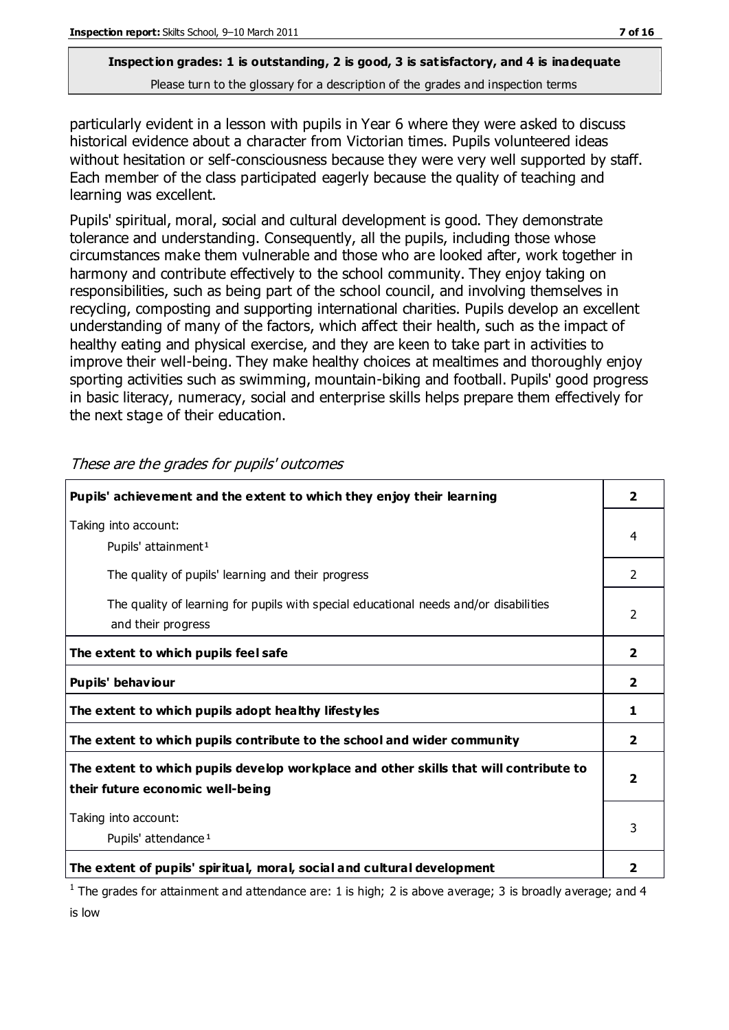**Inspection grades: 1 is outstanding, 2 is good, 3 is satisfactory, and 4 is inadequate**
Please turn to the glossary for a description of the grades and inspection terms

particularly evident in a lesson with pupils in Year 6 where they were asked to discuss historical evidence about a character from Victorian times. Pupils volunteered ideas without hesitation or self-consciousness because they were very well supported by staff. Each member of the class participated eagerly because the quality of teaching and learning was excellent.

Pupils' spiritual, moral, social and cultural development is good. They demonstrate tolerance and understanding. Consequently, all the pupils, including those whose circumstances make them vulnerable and those who are looked after, work together in harmony and contribute effectively to the school community. They enjoy taking on responsibilities, such as being part of the school council, and involving themselves in recycling, composting and supporting international charities. Pupils develop an excellent understanding of many of the factors, which affect their health, such as the impact of healthy eating and physical exercise, and they are keen to take part in activities to improve their well-being. They make healthy choices at mealtimes and thoroughly enjoy sporting activities such as swimming, mountain-biking and football. Pupils' good progress in basic literacy, numeracy, social and enterprise skills helps prepare them effectively for the next stage of their education.

*These are the grades for pupils' outcomes*

| | |
|---|---|
| **Pupils' achievement and the extent to which they enjoy their learning** | **2** |
| Taking into account: Pupils' attainment[1] | 4 |
| The quality of pupils' learning and their progress | 2 |
| The quality of learning for pupils with special educational needs and/or disabilities and their progress | 2 |
| **The extent to which pupils feel safe** | **2** |
| **Pupils' behaviour** | **2** |
| **The extent to which pupils adopt healthy lifestyles** | **1** |
| **The extent to which pupils contribute to the school and wider community** | **2** |
| **The extent to which pupils develop workplace and other skills that will contribute to their future economic well-being** | **2** |
| Taking into account: Pupils' attendance[1] | 3 |
| **The extent of pupils' spiritual, moral, social and cultural development** | **2** |

[1] The grades for attainment and attendance are: 1 is high; 2 is above average; 3 is broadly average; and 4 is low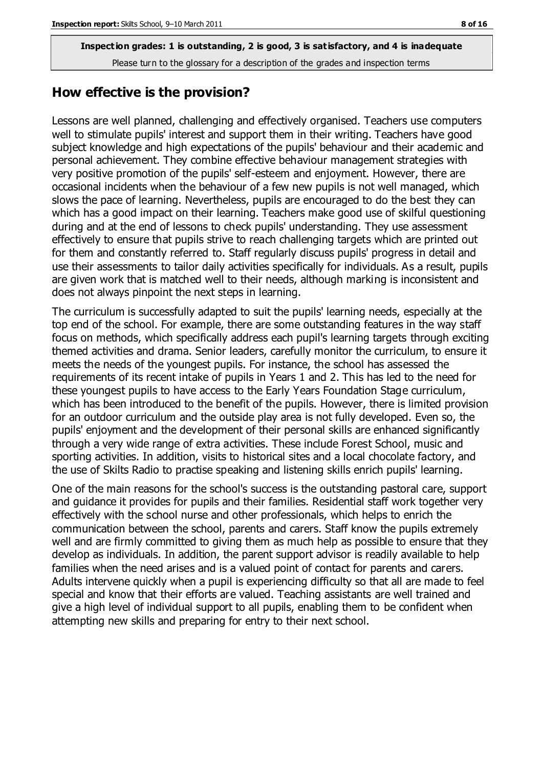**Inspection grades: 1 is outstanding, 2 is good, 3 is satisfactory, and 4 is inadequate**
Please turn to the glossary for a description of the grades and inspection terms

## How effective is the provision?

Lessons are well planned, challenging and effectively organised. Teachers use computers well to stimulate pupils' interest and support them in their writing. Teachers have good subject knowledge and high expectations of the pupils' behaviour and their academic and personal achievement. They combine effective behaviour management strategies with very positive promotion of the pupils' self-esteem and enjoyment. However, there are occasional incidents when the behaviour of a few new pupils is not well managed, which slows the pace of learning. Nevertheless, pupils are encouraged to do the best they can which has a good impact on their learning. Teachers make good use of skilful questioning during and at the end of lessons to check pupils' understanding. They use assessment effectively to ensure that pupils strive to reach challenging targets which are printed out for them and constantly referred to. Staff regularly discuss pupils' progress in detail and use their assessments to tailor daily activities specifically for individuals. As a result, pupils are given work that is matched well to their needs, although marking is inconsistent and does not always pinpoint the next steps in learning.

The curriculum is successfully adapted to suit the pupils' learning needs, especially at the top end of the school. For example, there are some outstanding features in the way staff focus on methods, which specifically address each pupil's learning targets through exciting themed activities and drama. Senior leaders, carefully monitor the curriculum, to ensure it meets the needs of the youngest pupils. For instance, the school has assessed the requirements of its recent intake of pupils in Years 1 and 2. This has led to the need for these youngest pupils to have access to the Early Years Foundation Stage curriculum, which has been introduced to the benefit of the pupils. However, there is limited provision for an outdoor curriculum and the outside play area is not fully developed. Even so, the pupils' enjoyment and the development of their personal skills are enhanced significantly through a very wide range of extra activities. These include Forest School, music and sporting activities. In addition, visits to historical sites and a local chocolate factory, and the use of Skilts Radio to practise speaking and listening skills enrich pupils' learning.

One of the main reasons for the school's success is the outstanding pastoral care, support and guidance it provides for pupils and their families. Residential staff work together very effectively with the school nurse and other professionals, which helps to enrich the communication between the school, parents and carers. Staff know the pupils extremely well and are firmly committed to giving them as much help as possible to ensure that they develop as individuals. In addition, the parent support advisor is readily available to help families when the need arises and is a valued point of contact for parents and carers. Adults intervene quickly when a pupil is experiencing difficulty so that all are made to feel special and know that their efforts are valued. Teaching assistants are well trained and give a high level of individual support to all pupils, enabling them to be confident when attempting new skills and preparing for entry to their next school.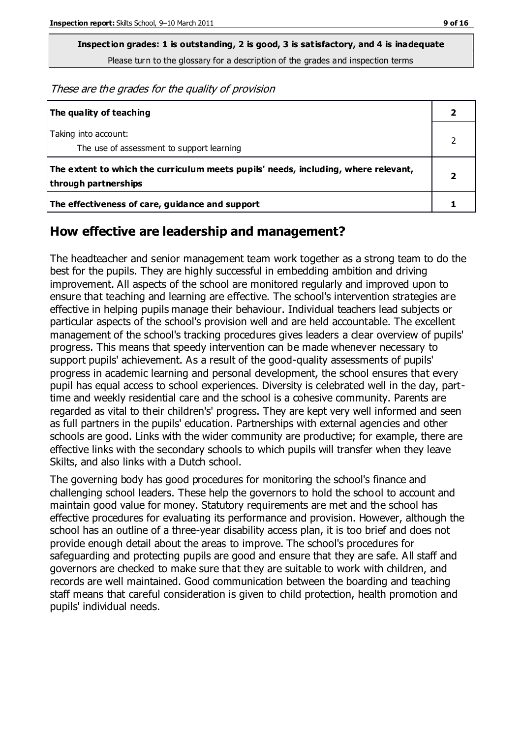**Inspection grades: 1 is outstanding, 2 is good, 3 is satisfactory, and 4 is inadequate**

Please turn to the glossary for a description of the grades and inspection terms

*These are the grades for the quality of provision*

| | |
|---|---|
| **The quality of teaching** | **2** |
| Taking into account: The use of assessment to support learning | 2 |
| **The extent to which the curriculum meets pupils' needs, including, where relevant, through partnerships** | **2** |
| **The effectiveness of care, guidance and support** | **1** |

## How effective are leadership and management?

The headteacher and senior management team work together as a strong team to do the best for the pupils. They are highly successful in embedding ambition and driving improvement. All aspects of the school are monitored regularly and improved upon to ensure that teaching and learning are effective. The school's intervention strategies are effective in helping pupils manage their behaviour. Individual teachers lead subjects or particular aspects of the school's provision well and are held accountable. The excellent management of the school's tracking procedures gives leaders a clear overview of pupils' progress. This means that speedy intervention can be made whenever necessary to support pupils' achievement. As a result of the good-quality assessments of pupils' progress in academic learning and personal development, the school ensures that every pupil has equal access to school experiences. Diversity is celebrated well in the day, part-time and weekly residential care and the school is a cohesive community. Parents are regarded as vital to their children's' progress. They are kept very well informed and seen as full partners in the pupils' education. Partnerships with external agencies and other schools are good. Links with the wider community are productive; for example, there are effective links with the secondary schools to which pupils will transfer when they leave Skilts, and also links with a Dutch school.

The governing body has good procedures for monitoring the school's finance and challenging school leaders. These help the governors to hold the school to account and maintain good value for money. Statutory requirements are met and the school has effective procedures for evaluating its performance and provision. However, although the school has an outline of a three-year disability access plan, it is too brief and does not provide enough detail about the areas to improve. The school's procedures for safeguarding and protecting pupils are good and ensure that they are safe. All staff and governors are checked to make sure that they are suitable to work with children, and records are well maintained. Good communication between the boarding and teaching staff means that careful consideration is given to child protection, health promotion and pupils' individual needs.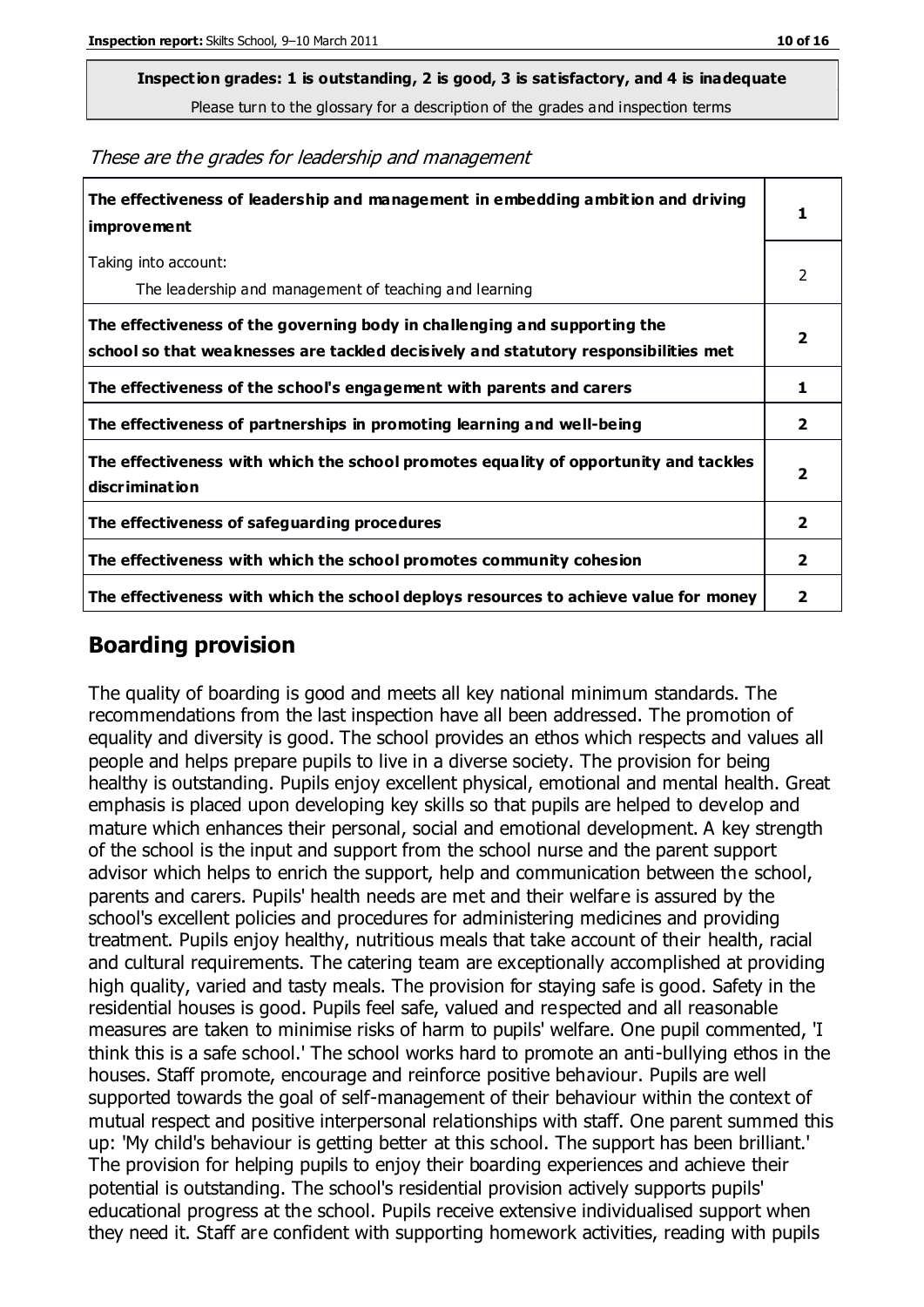**Inspection grades: 1 is outstanding, 2 is good, 3 is satisfactory, and 4 is inadequate**

Please turn to the glossary for a description of the grades and inspection terms

*These are the grades for leadership and management*

| | |
|---|---|
| **The effectiveness of leadership and management in embedding ambition and driving improvement** | **1** |
| Taking into account:<br>The leadership and management of teaching and learning | 2 |
| **The effectiveness of the governing body in challenging and supporting the school so that weaknesses are tackled decisively and statutory responsibilities met** | **2** |
| **The effectiveness of the school's engagement with parents and carers** | **1** |
| **The effectiveness of partnerships in promoting learning and well-being** | **2** |
| **The effectiveness with which the school promotes equality of opportunity and tackles discrimination** | **2** |
| **The effectiveness of safeguarding procedures** | **2** |
| **The effectiveness with which the school promotes community cohesion** | **2** |
| **The effectiveness with which the school deploys resources to achieve value for money** | **2** |

## Boarding provision

The quality of boarding is good and meets all key national minimum standards. The recommendations from the last inspection have all been addressed. The promotion of equality and diversity is good. The school provides an ethos which respects and values all people and helps prepare pupils to live in a diverse society. The provision for being healthy is outstanding. Pupils enjoy excellent physical, emotional and mental health. Great emphasis is placed upon developing key skills so that pupils are helped to develop and mature which enhances their personal, social and emotional development. A key strength of the school is the input and support from the school nurse and the parent support advisor which helps to enrich the support, help and communication between the school, parents and carers. Pupils' health needs are met and their welfare is assured by the school's excellent policies and procedures for administering medicines and providing treatment. Pupils enjoy healthy, nutritious meals that take account of their health, racial and cultural requirements. The catering team are exceptionally accomplished at providing high quality, varied and tasty meals. The provision for staying safe is good. Safety in the residential houses is good. Pupils feel safe, valued and respected and all reasonable measures are taken to minimise risks of harm to pupils' welfare. One pupil commented, 'I think this is a safe school.' The school works hard to promote an anti-bullying ethos in the houses. Staff promote, encourage and reinforce positive behaviour. Pupils are well supported towards the goal of self-management of their behaviour within the context of mutual respect and positive interpersonal relationships with staff. One parent summed this up: 'My child's behaviour is getting better at this school. The support has been brilliant.' The provision for helping pupils to enjoy their boarding experiences and achieve their potential is outstanding. The school's residential provision actively supports pupils' educational progress at the school. Pupils receive extensive individualised support when they need it. Staff are confident with supporting homework activities, reading with pupils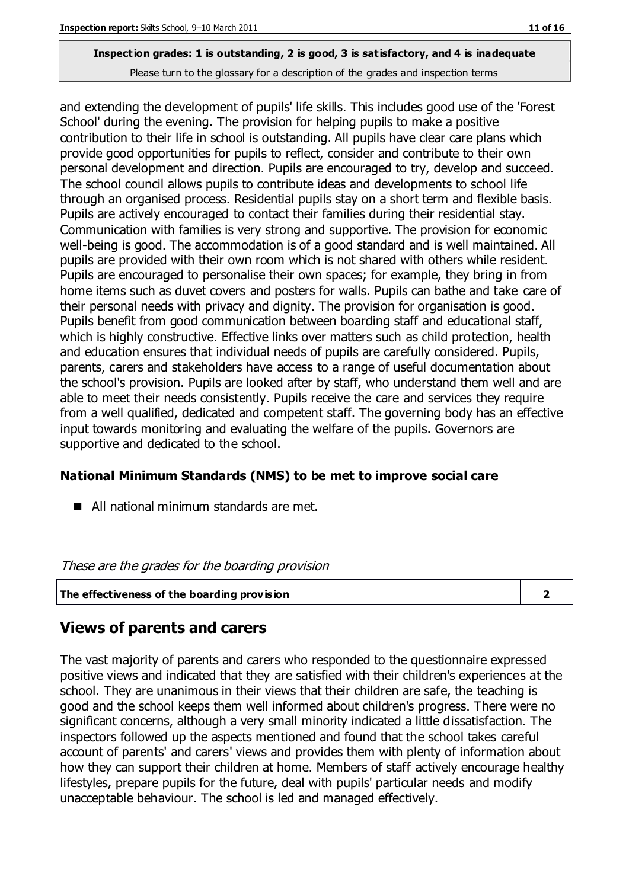**Inspection grades: 1 is outstanding, 2 is good, 3 is satisfactory, and 4 is inadequate**
Please turn to the glossary for a description of the grades and inspection terms

and extending the development of pupils' life skills. This includes good use of the 'Forest School' during the evening. The provision for helping pupils to make a positive contribution to their life in school is outstanding. All pupils have clear care plans which provide good opportunities for pupils to reflect, consider and contribute to their own personal development and direction. Pupils are encouraged to try, develop and succeed. The school council allows pupils to contribute ideas and developments to school life through an organised process. Residential pupils stay on a short term and flexible basis. Pupils are actively encouraged to contact their families during their residential stay. Communication with families is very strong and supportive. The provision for economic well-being is good. The accommodation is of a good standard and is well maintained. All pupils are provided with their own room which is not shared with others while resident. Pupils are encouraged to personalise their own spaces; for example, they bring in from home items such as duvet covers and posters for walls. Pupils can bathe and take care of their personal needs with privacy and dignity. The provision for organisation is good. Pupils benefit from good communication between boarding staff and educational staff, which is highly constructive. Effective links over matters such as child protection, health and education ensures that individual needs of pupils are carefully considered. Pupils, parents, carers and stakeholders have access to a range of useful documentation about the school's provision. Pupils are looked after by staff, who understand them well and are able to meet their needs consistently. Pupils receive the care and services they require from a well qualified, dedicated and competent staff. The governing body has an effective input towards monitoring and evaluating the welfare of the pupils. Governors are supportive and dedicated to the school.

### National Minimum Standards (NMS) to be met to improve social care

- All national minimum standards are met.

*These are the grades for the boarding provision*

| | |
|---|---|
| **The effectiveness of the boarding provision** | 2 |

## Views of parents and carers

The vast majority of parents and carers who responded to the questionnaire expressed positive views and indicated that they are satisfied with their children's experiences at the school. They are unanimous in their views that their children are safe, the teaching is good and the school keeps them well informed about children's progress. There were no significant concerns, although a very small minority indicated a little dissatisfaction. The inspectors followed up the aspects mentioned and found that the school takes careful account of parents' and carers' views and provides them with plenty of information about how they can support their children at home. Members of staff actively encourage healthy lifestyles, prepare pupils for the future, deal with pupils' particular needs and modify unacceptable behaviour. The school is led and managed effectively.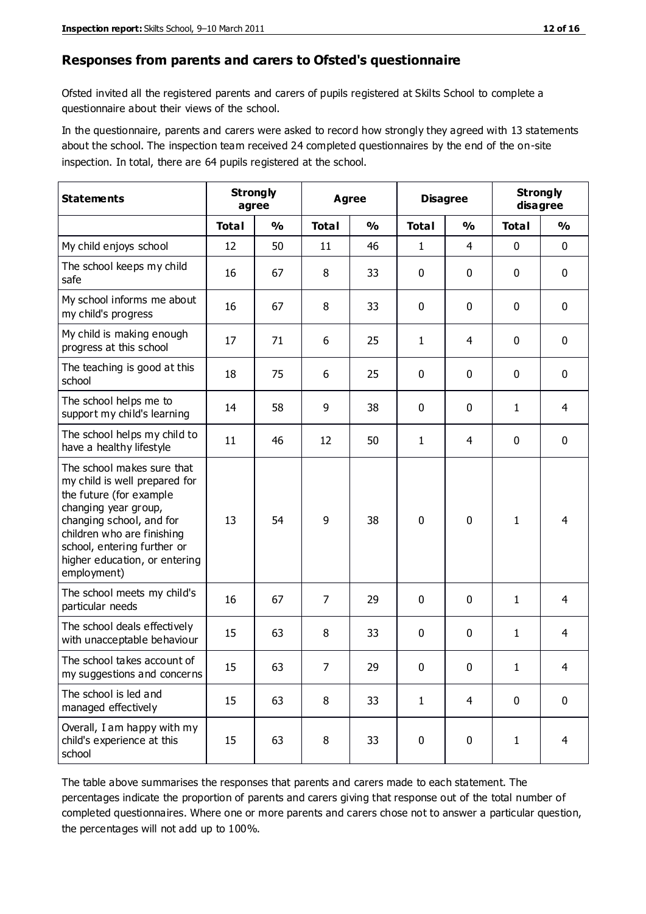## Responses from parents and carers to Ofsted's questionnaire

Ofsted invited all the registered parents and carers of pupils registered at Skilts School to complete a questionnaire about their views of the school.

In the questionnaire, parents and carers were asked to record how strongly they agreed with 13 statements about the school. The inspection team received 24 completed questionnaires by the end of the on-site inspection. In total, there are 64 pupils registered at the school.

| Statements | Strongly agree | | Agree | | Disagree | | Strongly disagree | |
|---|---|---|---|---|---|---|---|---|
| | Total | % | Total | % | Total | % | Total | % |
| My child enjoys school | 12 | 50 | 11 | 46 | 1 | 4 | 0 | 0 |
| The school keeps my child safe | 16 | 67 | 8 | 33 | 0 | 0 | 0 | 0 |
| My school informs me about my child's progress | 16 | 67 | 8 | 33 | 0 | 0 | 0 | 0 |
| My child is making enough progress at this school | 17 | 71 | 6 | 25 | 1 | 4 | 0 | 0 |
| The teaching is good at this school | 18 | 75 | 6 | 25 | 0 | 0 | 0 | 0 |
| The school helps me to support my child's learning | 14 | 58 | 9 | 38 | 0 | 0 | 1 | 4 |
| The school helps my child to have a healthy lifestyle | 11 | 46 | 12 | 50 | 1 | 4 | 0 | 0 |
| The school makes sure that my child is well prepared for the future (for example changing year group, changing school, and for children who are finishing school, entering further or higher education, or entering employment) | 13 | 54 | 9 | 38 | 0 | 0 | 1 | 4 |
| The school meets my child's particular needs | 16 | 67 | 7 | 29 | 0 | 0 | 1 | 4 |
| The school deals effectively with unacceptable behaviour | 15 | 63 | 8 | 33 | 0 | 0 | 1 | 4 |
| The school takes account of my suggestions and concerns | 15 | 63 | 7 | 29 | 0 | 0 | 1 | 4 |
| The school is led and managed effectively | 15 | 63 | 8 | 33 | 1 | 4 | 0 | 0 |
| Overall, I am happy with my child's experience at this school | 15 | 63 | 8 | 33 | 0 | 0 | 1 | 4 |

The table above summarises the responses that parents and carers made to each statement. The percentages indicate the proportion of parents and carers giving that response out of the total number of completed questionnaires. Where one or more parents and carers chose not to answer a particular question, the percentages will not add up to 100%.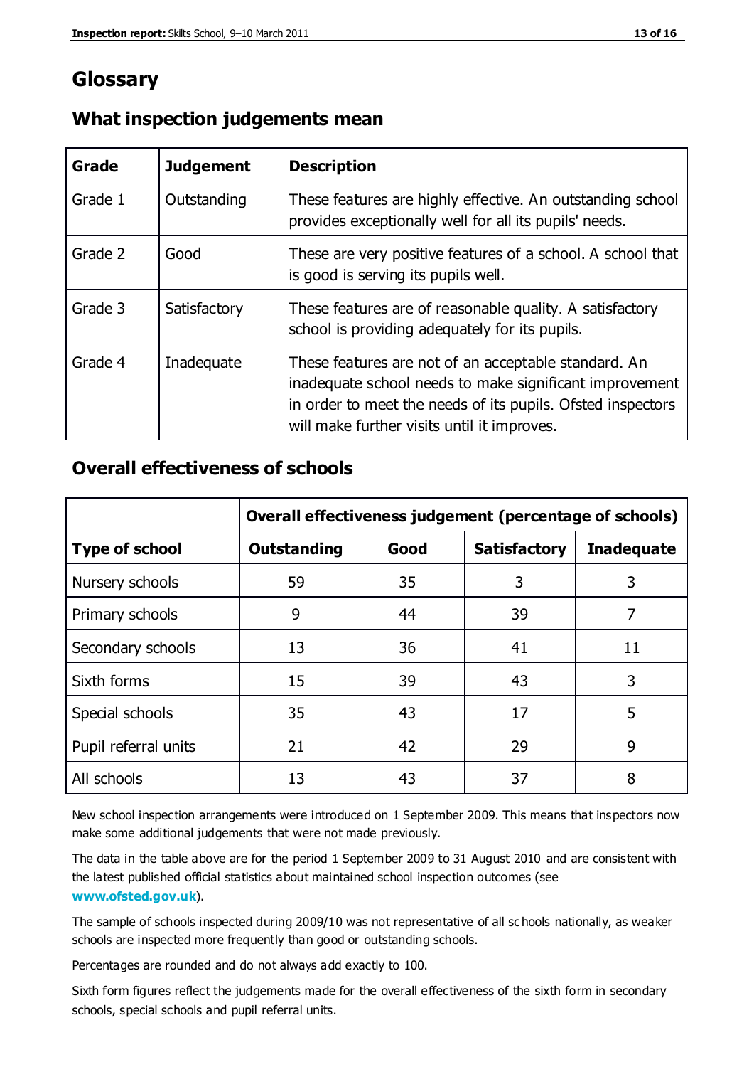# Glossary

## What inspection judgements mean

| Grade | Judgement | Description |
|---|---|---|
| Grade 1 | Outstanding | These features are highly effective. An outstanding school provides exceptionally well for all its pupils' needs. |
| Grade 2 | Good | These are very positive features of a school. A school that is good is serving its pupils well. |
| Grade 3 | Satisfactory | These features are of reasonable quality. A satisfactory school is providing adequately for its pupils. |
| Grade 4 | Inadequate | These features are not of an acceptable standard. An inadequate school needs to make significant improvement in order to meet the needs of its pupils. Ofsted inspectors will make further visits until it improves. |

## Overall effectiveness of schools

| | Overall effectiveness judgement (percentage of schools) | | | |
|---|---|---|---|---|
| **Type of school** | **Outstanding** | **Good** | **Satisfactory** | **Inadequate** |
| Nursery schools | 59 | 35 | 3 | 3 |
| Primary schools | 9 | 44 | 39 | 7 |
| Secondary schools | 13 | 36 | 41 | 11 |
| Sixth forms | 15 | 39 | 43 | 3 |
| Special schools | 35 | 43 | 17 | 5 |
| Pupil referral units | 21 | 42 | 29 | 9 |
| All schools | 13 | 43 | 37 | 8 |

New school inspection arrangements were introduced on 1 September 2009. This means that inspectors now make some additional judgements that were not made previously.

The data in the table above are for the period 1 September 2009 to 31 August 2010 and are consistent with the latest published official statistics about maintained school inspection outcomes (see **www.ofsted.gov.uk**).

The sample of schools inspected during 2009/10 was not representative of all schools nationally, as weaker schools are inspected more frequently than good or outstanding schools.

Percentages are rounded and do not always add exactly to 100.

Sixth form figures reflect the judgements made for the overall effectiveness of the sixth form in secondary schools, special schools and pupil referral units.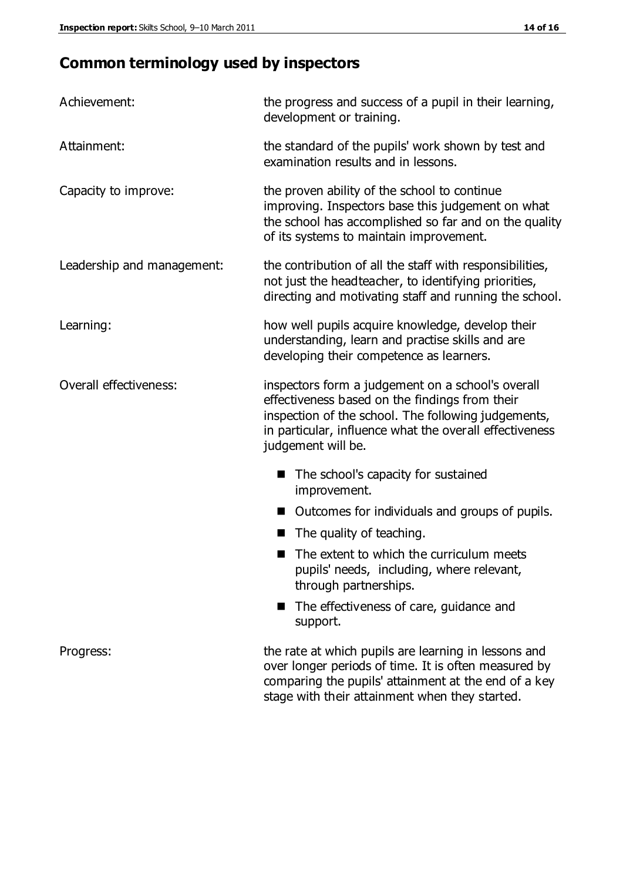## Common terminology used by inspectors

**Achievement:** the progress and success of a pupil in their learning, development or training.

**Attainment:** the standard of the pupils' work shown by test and examination results and in lessons.

**Capacity to improve:** the proven ability of the school to continue improving. Inspectors base this judgement on what the school has accomplished so far and on the quality of its systems to maintain improvement.

**Leadership and management:** the contribution of all the staff with responsibilities, not just the headteacher, to identifying priorities, directing and motivating staff and running the school.

**Learning:** how well pupils acquire knowledge, develop their understanding, learn and practise skills and are developing their competence as learners.

**Overall effectiveness:** inspectors form a judgement on a school's overall effectiveness based on the findings from their inspection of the school. The following judgements, in particular, influence what the overall effectiveness judgement will be.

- The school's capacity for sustained improvement.
- Outcomes for individuals and groups of pupils.
- The quality of teaching.
- The extent to which the curriculum meets pupils' needs, including, where relevant, through partnerships.
- The effectiveness of care, guidance and support.

**Progress:** the rate at which pupils are learning in lessons and over longer periods of time. It is often measured by comparing the pupils' attainment at the end of a key stage with their attainment when they started.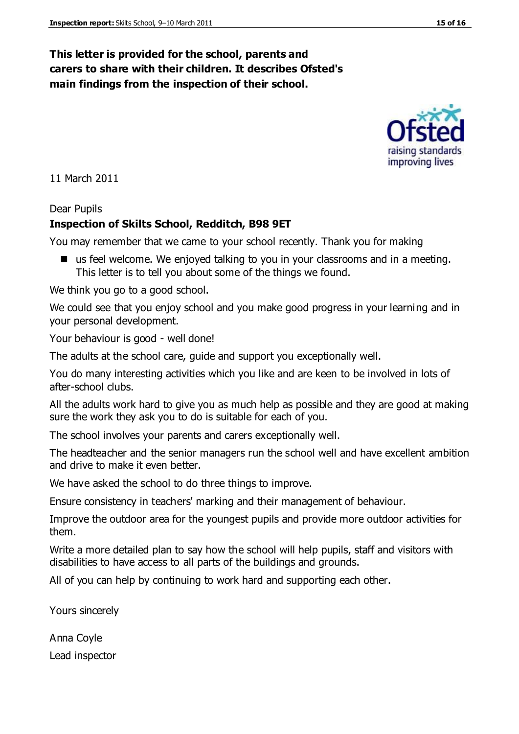**This letter is provided for the school, parents and carers to share with their children. It describes Ofsted's main findings from the inspection of their school.**

11 March 2011

Dear Pupils

**Inspection of Skilts School, Redditch, B98 9ET**

You may remember that we came to your school recently. Thank you for making

- us feel welcome. We enjoyed talking to you in your classrooms and in a meeting. This letter is to tell you about some of the things we found.

We think you go to a good school.

We could see that you enjoy school and you make good progress in your learning and in your personal development.

Your behaviour is good - well done!

The adults at the school care, guide and support you exceptionally well.

You do many interesting activities which you like and are keen to be involved in lots of after-school clubs.

All the adults work hard to give you as much help as possible and they are good at making sure the work they ask you to do is suitable for each of you.

The school involves your parents and carers exceptionally well.

The headteacher and the senior managers run the school well and have excellent ambition and drive to make it even better.

We have asked the school to do three things to improve.

Ensure consistency in teachers' marking and their management of behaviour.

Improve the outdoor area for the youngest pupils and provide more outdoor activities for them.

Write a more detailed plan to say how the school will help pupils, staff and visitors with disabilities to have access to all parts of the buildings and grounds.

All of you can help by continuing to work hard and supporting each other.

Yours sincerely

Anna Coyle

Lead inspector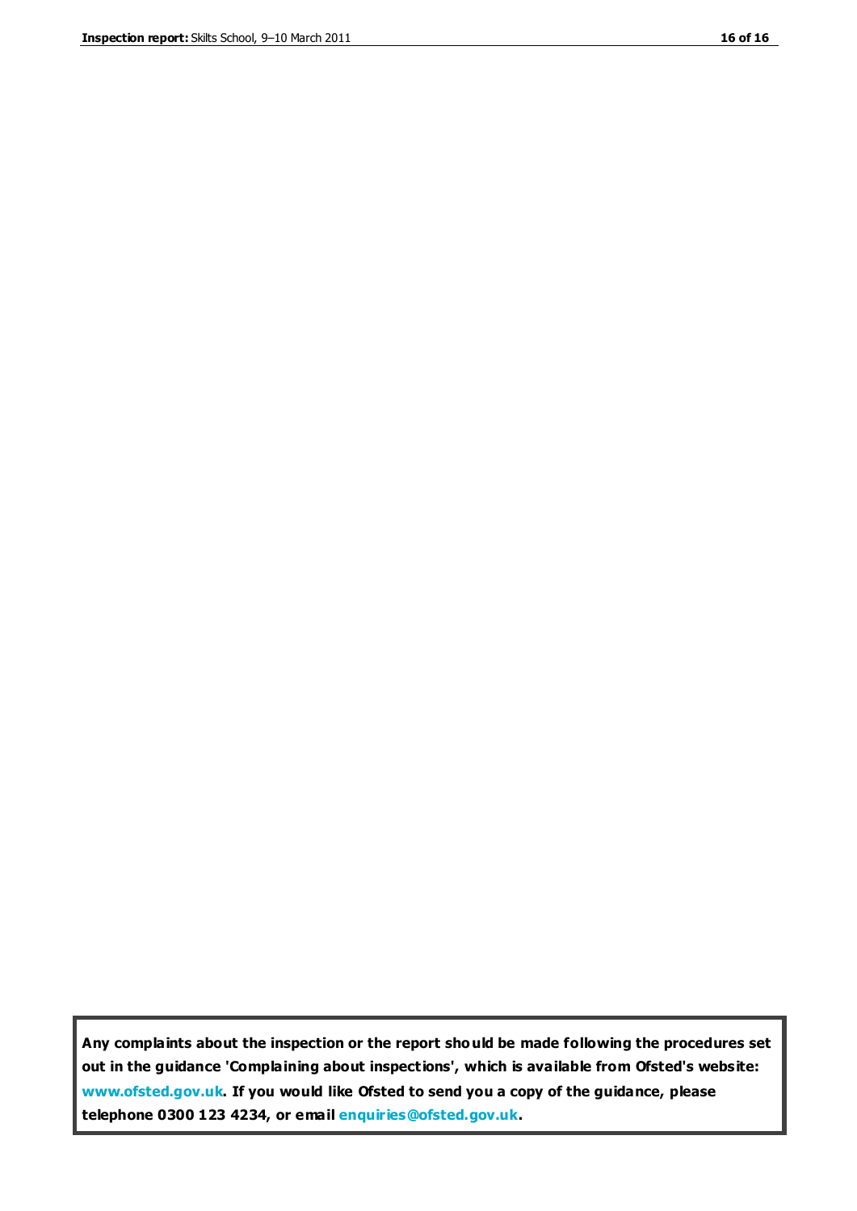**Any complaints about the inspection or the report should be made following the procedures set out in the guidance 'Complaining about inspections', which is available from Ofsted's website: www.ofsted.gov.uk. If you would like Ofsted to send you a copy of the guidance, please telephone 0300 123 4234, or email enquiries@ofsted.gov.uk.**